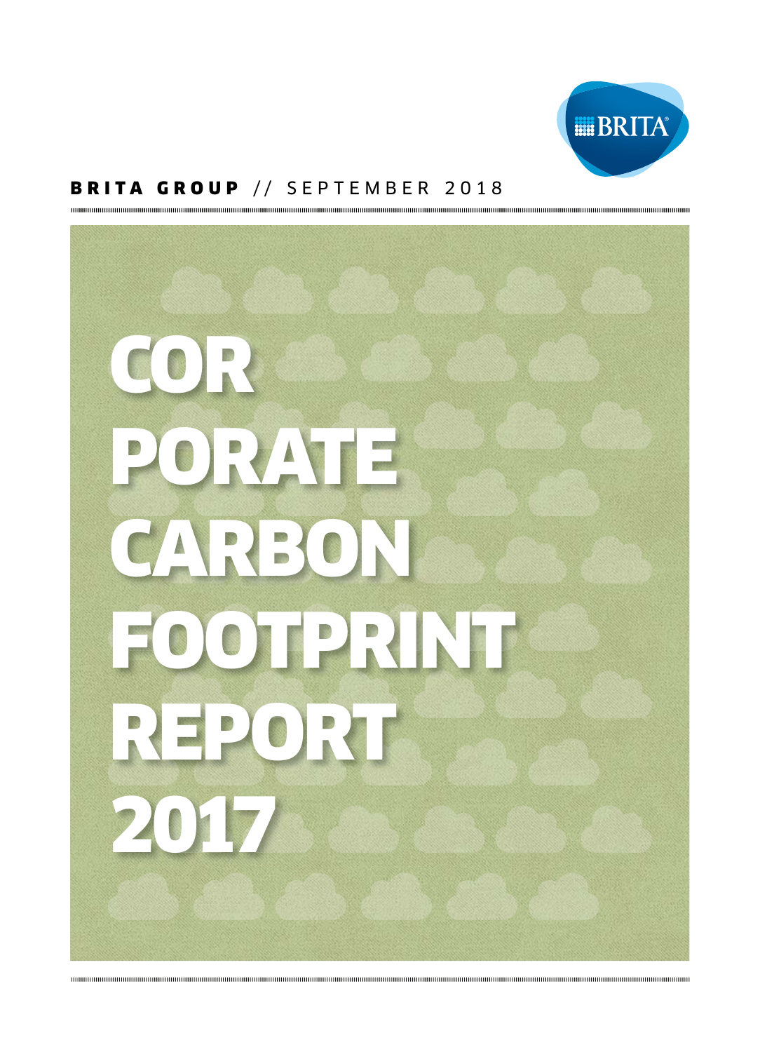BRITA

**BRITA GROUP** // SEPTEMBER 2018

# COR PORATE CARBON FOOTPRINT REPORT 2017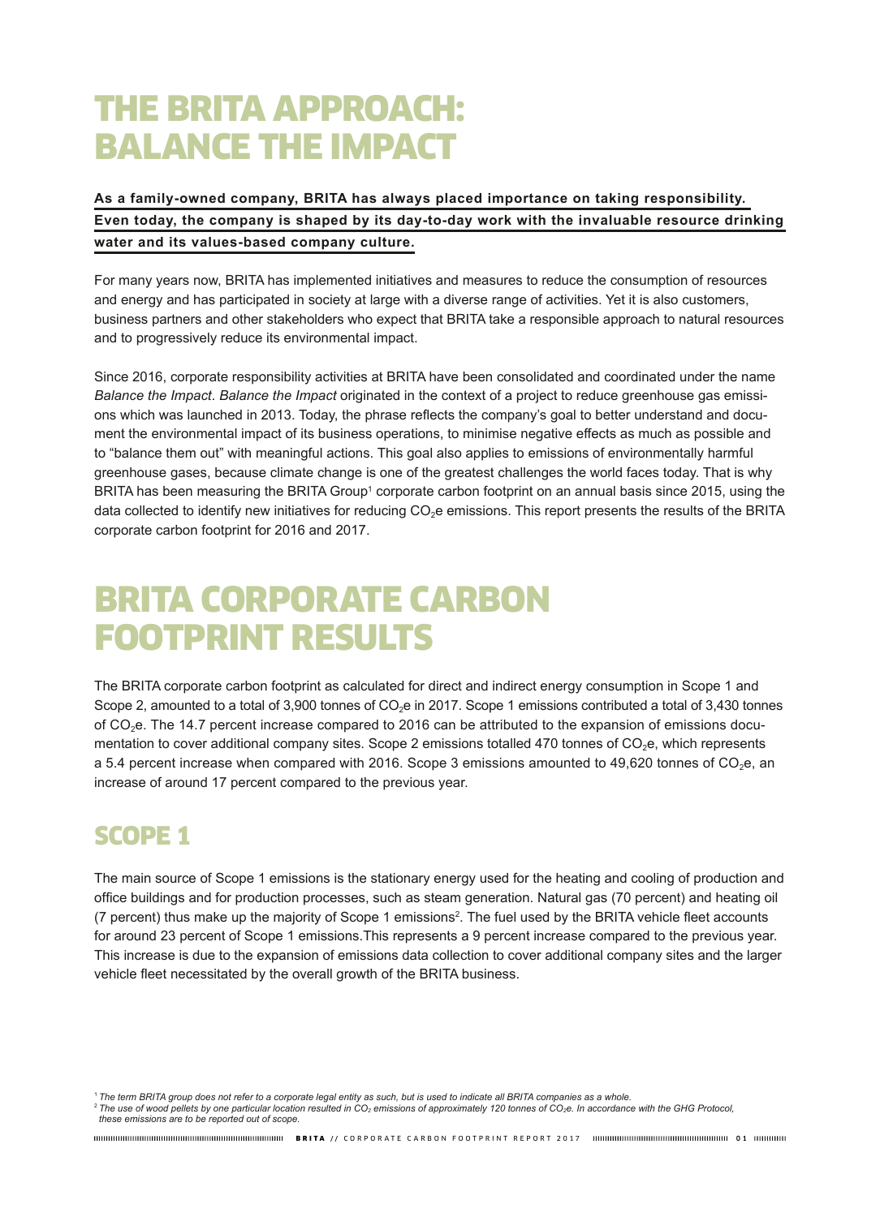# THE BRITA APPROACH: BALANCE THE IMPACT

**As a family-owned company, BRITA has always placed importance on taking responsibility. Even today, the company is shaped by its day-to-day work with the invaluable resource drinking water and its values-based company culture.**

For many years now, BRITA has implemented initiatives and measures to reduce the consumption of resources and energy and has participated in society at large with a diverse range of activities. Yet it is also customers, business partners and other stakeholders who expect that BRITA take a responsible approach to natural resources and to progressively reduce its environmental impact.

Since 2016, corporate responsibility activities at BRITA have been consolidated and coordinated under the name *Balance the Impact*. *Balance the Impact* originated in the context of a project to reduce greenhouse gas emissions which was launched in 2013. Today, the phrase reflects the company's goal to better understand and document the environmental impact of its business operations, to minimise negative effects as much as possible and to "balance them out" with meaningful actions. This goal also applies to emissions of environmentally harmful greenhouse gases, because climate change is one of the greatest challenges the world faces today. That is why BRITA has been measuring the BRITA Group[1] corporate carbon footprint on an annual basis since 2015, using the data collected to identify new initiatives for reducing $CO_2e$ emissions. This report presents the results of the BRITA corporate carbon footprint for 2016 and 2017.

# BRITA CORPORATE CARBON FOOTPRINT RESULTS

The BRITA corporate carbon footprint as calculated for direct and indirect energy consumption in Scope 1 and Scope 2, amounted to a total of 3,900 tonnes of $CO_2e$ in 2017. Scope 1 emissions contributed a total of 3,430 tonnes of $CO_2e$. The 14.7 percent increase compared to 2016 can be attributed to the expansion of emissions documentation to cover additional company sites. Scope 2 emissions totalled 470 tonnes of $CO_2e$, which represents a 5.4 percent increase when compared with 2016. Scope 3 emissions amounted to 49,620 tonnes of $CO_2e$, an increase of around 17 percent compared to the previous year.

## SCOPE 1

The main source of Scope 1 emissions is the stationary energy used for the heating and cooling of production and office buildings and for production processes, such as steam generation. Natural gas (70 percent) and heating oil (7 percent) thus make up the majority of Scope 1 emissions[2]. The fuel used by the BRITA vehicle fleet accounts for around 23 percent of Scope 1 emissions.This represents a 9 percent increase compared to the previous year. This increase is due to the expansion of emissions data collection to cover additional company sites and the larger vehicle fleet necessitated by the overall growth of the BRITA business.

[1] *The term BRITA group does not refer to a corporate legal entity as such, but is used to indicate all BRITA companies as a whole.*
[2] *The use of wood pellets by one particular location resulted in $CO_2$ emissions of approximately 120 tonnes of $CO_2e$. In accordance with the GHG Protocol, these emissions are to be reported out of scope.*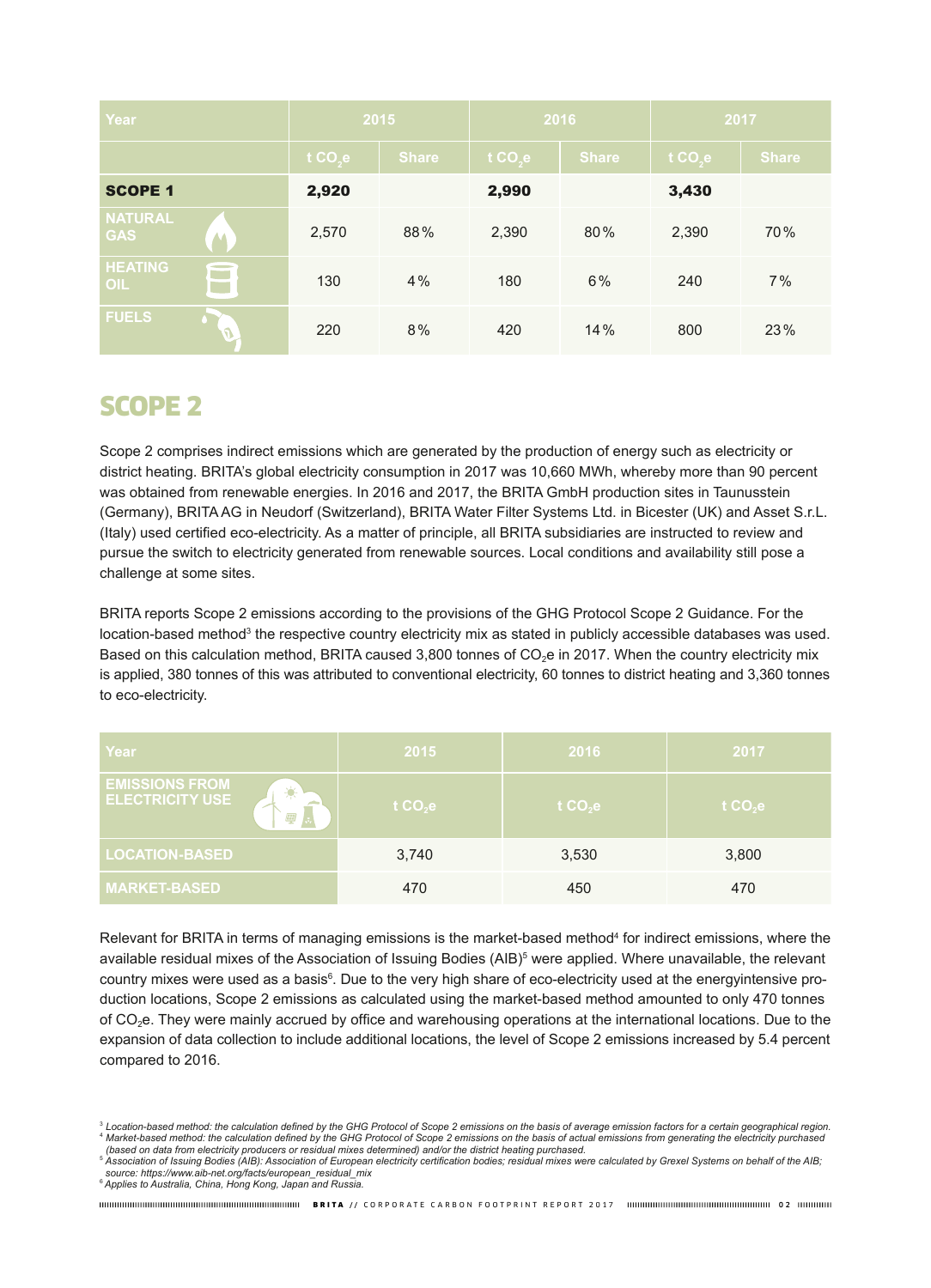| Year | 2015 | | 2016 | | 2017 | |
|---|---|---|---|---|---|---|
| | t $CO_2e$ | Share | t $CO_2e$ | Share | t $CO_2e$ | Share |
| **SCOPE 1** | **2,920** | | **2,990** | | **3,430** | |
| NATURAL GAS | 2,570 | 88 % | 2,390 | 80 % | 2,390 | 70 % |
| HEATING OIL | 130 | 4 % | 180 | 6 % | 240 | 7 % |
| FUELS | 220 | 8 % | 420 | 14 % | 800 | 23 % |

## SCOPE 2

Scope 2 comprises indirect emissions which are generated by the production of energy such as electricity or district heating. BRITA's global electricity consumption in 2017 was 10,660 MWh, whereby more than 90 percent was obtained from renewable energies. In 2016 and 2017, the BRITA GmbH production sites in Taunusstein (Germany), BRITA AG in Neudorf (Switzerland), BRITA Water Filter Systems Ltd. in Bicester (UK) and Asset S.r.L. (Italy) used certified eco-electricity. As a matter of principle, all BRITA subsidiaries are instructed to review and pursue the switch to electricity generated from renewable sources. Local conditions and availability still pose a challenge at some sites.

BRITA reports Scope 2 emissions according to the provisions of the GHG Protocol Scope 2 Guidance. For the location-based method[3] the respective country electricity mix as stated in publicly accessible databases was used. Based on this calculation method, BRITA caused 3,800 tonnes of $CO_2e$ in 2017. When the country electricity mix is applied, 380 tonnes of this was attributed to conventional electricity, 60 tonnes to district heating and 3,360 tonnes to eco-electricity.

| Year | 2015 | 2016 | 2017 |
|---|---|---|---|
| EMISSIONS FROM ELECTRICITY USE | t $CO_2e$ | t $CO_2e$ | t $CO_2e$ |
| LOCATION-BASED | 3,740 | 3,530 | 3,800 |
| MARKET-BASED | 470 | 450 | 470 |

Relevant for BRITA in terms of managing emissions is the market-based method[4] for indirect emissions, where the available residual mixes of the Association of Issuing Bodies (AIB)[5] were applied. Where unavailable, the relevant country mixes were used as a basis[6]. Due to the very high share of eco-electricity used at the energyintensive production locations, Scope 2 emissions as calculated using the market-based method amounted to only 470 tonnes of $CO_2e$. They were mainly accrued by office and warehousing operations at the international locations. Due to the expansion of data collection to include additional locations, the level of Scope 2 emissions increased by 5.4 percent compared to 2016.

[3] *Location-based method: the calculation defined by the GHG Protocol of Scope 2 emissions on the basis of average emission factors for a certain geographical region.*
[4] *Market-based method: the calculation defined by the GHG Protocol of Scope 2 emissions on the basis of actual emissions from generating the electricity purchased (based on data from electricity producers or residual mixes determined) and/or the district heating purchased.*
[5] *Association of Issuing Bodies (AIB): Association of European electricity certification bodies; residual mixes were calculated by Grexel Systems on behalf of the AIB; source: https://www.aib-net.org/facts/european_residual_mix*
[6] *Applies to Australia, China, Hong Kong, Japan and Russia.*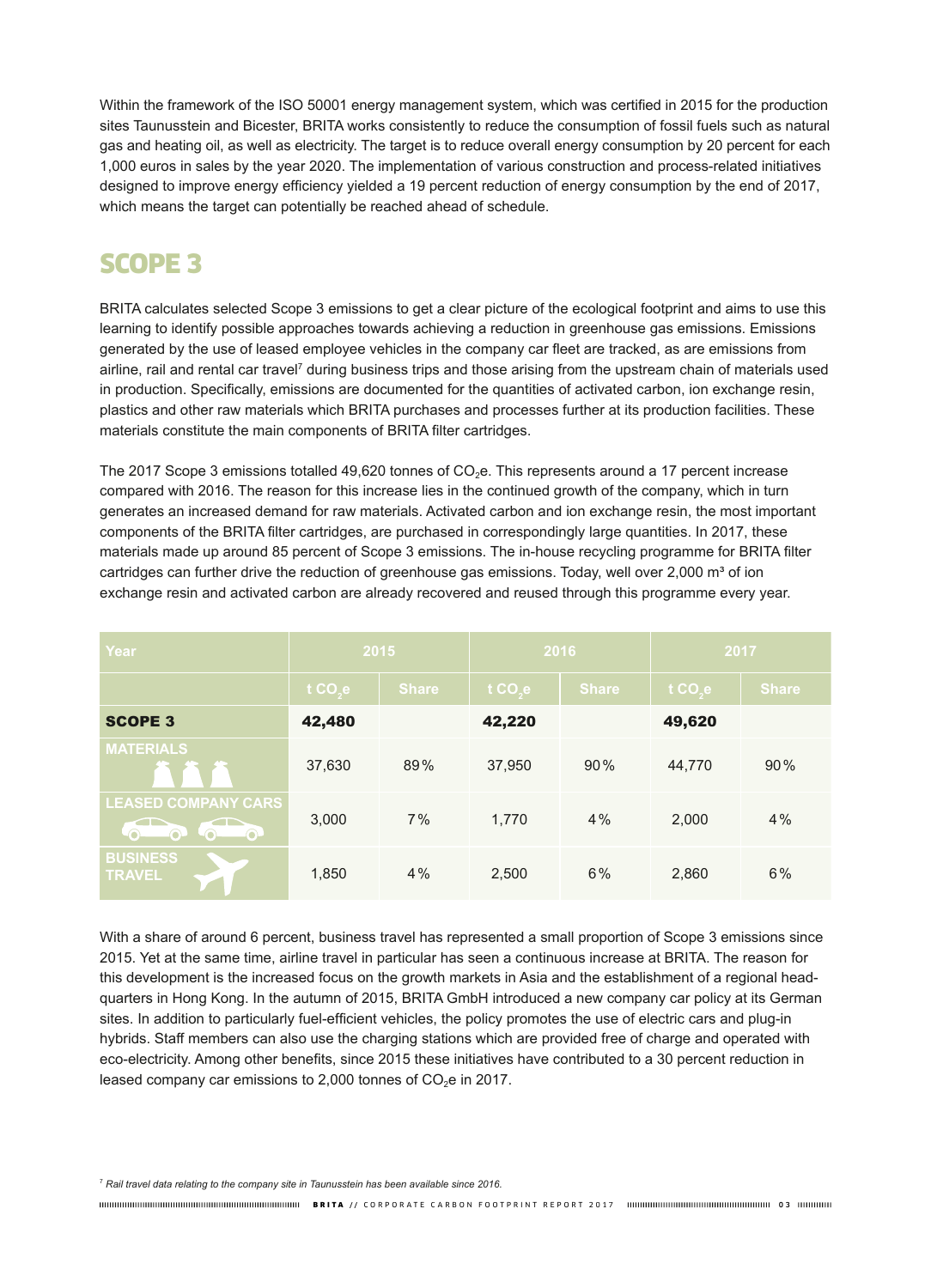Within the framework of the ISO 50001 energy management system, which was certified in 2015 for the production sites Taunusstein and Bicester, BRITA works consistently to reduce the consumption of fossil fuels such as natural gas and heating oil, as well as electricity. The target is to reduce overall energy consumption by 20 percent for each 1,000 euros in sales by the year 2020. The implementation of various construction and process-related initiatives designed to improve energy efficiency yielded a 19 percent reduction of energy consumption by the end of 2017, which means the target can potentially be reached ahead of schedule.

## SCOPE 3

BRITA calculates selected Scope 3 emissions to get a clear picture of the ecological footprint and aims to use this learning to identify possible approaches towards achieving a reduction in greenhouse gas emissions. Emissions generated by the use of leased employee vehicles in the company car fleet are tracked, as are emissions from airline, rail and rental car travel[7] during business trips and those arising from the upstream chain of materials used in production. Specifically, emissions are documented for the quantities of activated carbon, ion exchange resin, plastics and other raw materials which BRITA purchases and processes further at its production facilities. These materials constitute the main components of BRITA filter cartridges.

The 2017 Scope 3 emissions totalled 49,620 tonnes of $CO_2e$. This represents around a 17 percent increase compared with 2016. The reason for this increase lies in the continued growth of the company, which in turn generates an increased demand for raw materials. Activated carbon and ion exchange resin, the most important components of the BRITA filter cartridges, are purchased in correspondingly large quantities. In 2017, these materials made up around 85 percent of Scope 3 emissions. The in-house recycling programme for BRITA filter cartridges can further drive the reduction of greenhouse gas emissions. Today, well over 2,000 m³ of ion exchange resin and activated carbon are already recovered and reused through this programme every year.

| Year | 2015 | | 2016 | | 2017 | |
|---|---|---|---|---|---|---|
| | t $CO_2e$ | Share | t $CO_2e$ | Share | t $CO_2e$ | Share |
| **SCOPE 3** | **42,480** | | **42,220** | | **49,620** | |
| MATERIALS | 37,630 | 89% | 37,950 | 90% | 44,770 | 90% |
| LEASED COMPANY CARS | 3,000 | 7% | 1,770 | 4% | 2,000 | 4% |
| BUSINESS TRAVEL | 1,850 | 4% | 2,500 | 6% | 2,860 | 6% |

With a share of around 6 percent, business travel has represented a small proportion of Scope 3 emissions since 2015. Yet at the same time, airline travel in particular has seen a continuous increase at BRITA. The reason for this development is the increased focus on the growth markets in Asia and the establishment of a regional head-quarters in Hong Kong. In the autumn of 2015, BRITA GmbH introduced a new company car policy at its German sites. In addition to particularly fuel-efficient vehicles, the policy promotes the use of electric cars and plug-in hybrids. Staff members can also use the charging stations which are provided free of charge and operated with eco-electricity. Among other benefits, since 2015 these initiatives have contributed to a 30 percent reduction in leased company car emissions to 2,000 tonnes of $CO_2e$ in 2017.

[7] *Rail travel data relating to the company site in Taunusstein has been available since 2016.*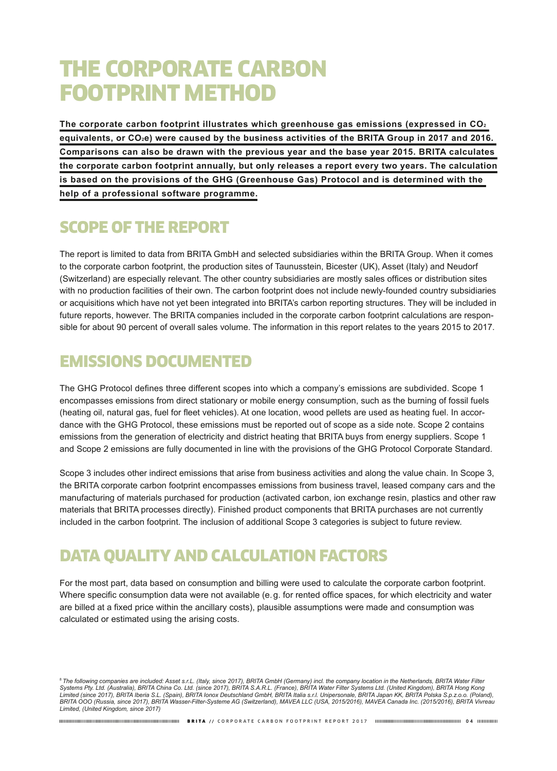# THE CORPORATE CARBON FOOTPRINT METHOD

**The corporate carbon footprint illustrates which greenhouse gas emissions (expressed in $CO_2$ equivalents, or $CO_2e$) were caused by the business activities of the BRITA Group in 2017 and 2016. Comparisons can also be drawn with the previous year and the base year 2015. BRITA calculates the corporate carbon footprint annually, but only releases a report every two years. The calculation is based on the provisions of the GHG (Greenhouse Gas) Protocol and is determined with the help of a professional software programme.**

## SCOPE OF THE REPORT

The report is limited to data from BRITA GmbH and selected subsidiaries within the BRITA Group. When it comes to the corporate carbon footprint, the production sites of Taunusstein, Bicester (UK), Asset (Italy) and Neudorf (Switzerland) are especially relevant. The other country subsidiaries are mostly sales offices or distribution sites with no production facilities of their own. The carbon footprint does not include newly-founded country subsidiaries or acquisitions which have not yet been integrated into BRITA's carbon reporting structures. They will be included in future reports, however. The BRITA companies included in the corporate carbon footprint calculations are responsible for about 90 percent of overall sales volume. The information in this report relates to the years 2015 to 2017.

## EMISSIONS DOCUMENTED

The GHG Protocol defines three different scopes into which a company's emissions are subdivided. Scope 1 encompasses emissions from direct stationary or mobile energy consumption, such as the burning of fossil fuels (heating oil, natural gas, fuel for fleet vehicles). At one location, wood pellets are used as heating fuel. In accordance with the GHG Protocol, these emissions must be reported out of scope as a side note. Scope 2 contains emissions from the generation of electricity and district heating that BRITA buys from energy suppliers. Scope 1 and Scope 2 emissions are fully documented in line with the provisions of the GHG Protocol Corporate Standard.

Scope 3 includes other indirect emissions that arise from business activities and along the value chain. In Scope 3, the BRITA corporate carbon footprint encompasses emissions from business travel, leased company cars and the manufacturing of materials purchased for production (activated carbon, ion exchange resin, plastics and other raw materials that BRITA processes directly). Finished product components that BRITA purchases are not currently included in the carbon footprint. The inclusion of additional Scope 3 categories is subject to future review.

## DATA QUALITY AND CALCULATION FACTORS

For the most part, data based on consumption and billing were used to calculate the corporate carbon footprint. Where specific consumption data were not available (e. g. for rented office spaces, for which electricity and water are billed at a fixed price within the ancillary costs), plausible assumptions were made and consumption was calculated or estimated using the arising costs.

[8] *The following companies are included: Asset s.r.L. (Italy, since 2017), BRITA GmbH (Germany) incl. the company location in the Netherlands, BRITA Water Filter Systems Pty. Ltd. (Australia), BRITA China Co. Ltd. (since 2017), BRITA S.A.R.L. (France), BRITA Water Filter Systems Ltd. (United Kingdom), BRITA Hong Kong Limited (since 2017), BRITA Iberia S.L. (Spain), BRITA Ionox Deutschland GmbH, BRITA Italia s.r.l. Unipersonale, BRITA Japan KK, BRITA Polska S.p.z.o.o. (Poland), BRITA OOO (Russia, since 2017), BRITA Wasser-Filter-Systeme AG (Switzerland), MAVEA LLC (USA, 2015/2016), MAVEA Canada Inc. (2015/2016), BRITA Vivreau Limited, (United Kingdom, since 2017)*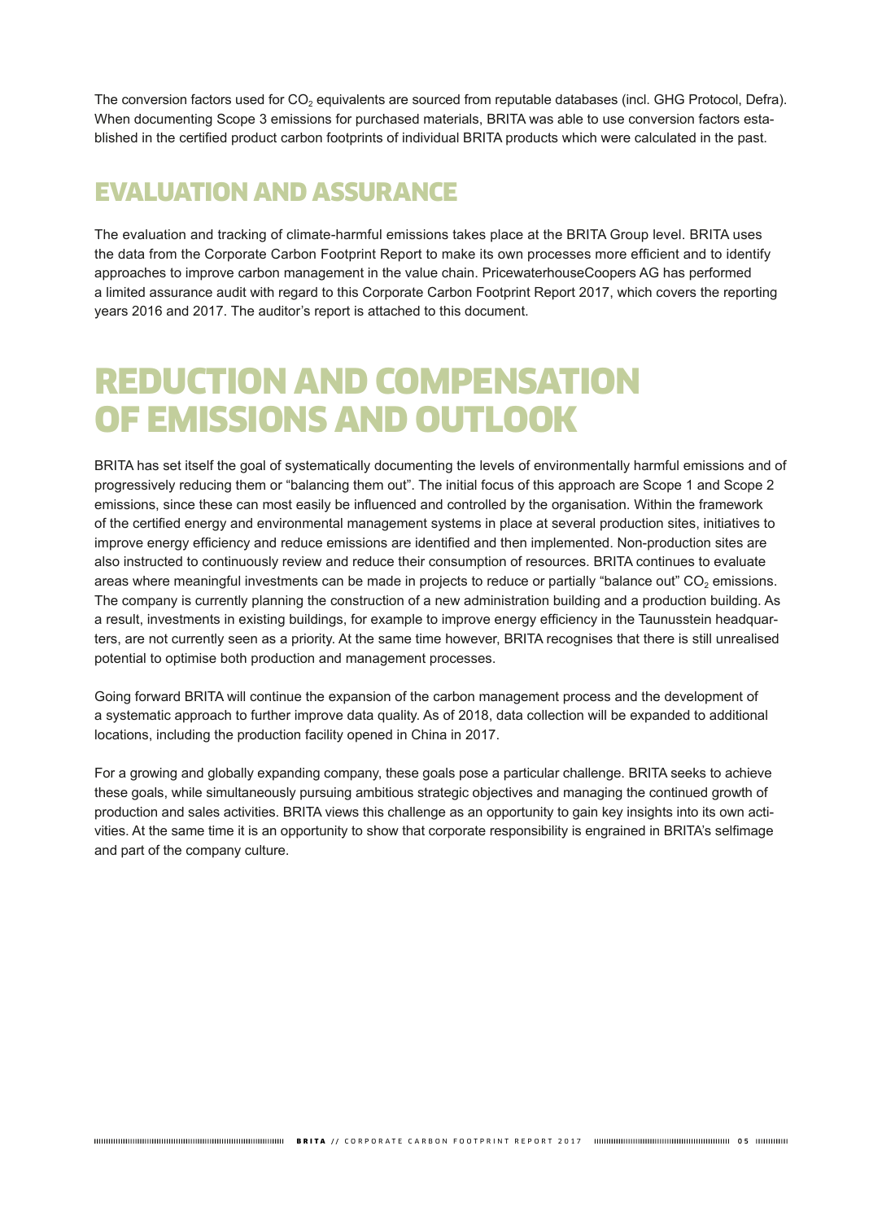The conversion factors used for $CO_2$ equivalents are sourced from reputable databases (incl. GHG Protocol, Defra). When documenting Scope 3 emissions for purchased materials, BRITA was able to use conversion factors established in the certified product carbon footprints of individual BRITA products which were calculated in the past.

## EVALUATION AND ASSURANCE

The evaluation and tracking of climate-harmful emissions takes place at the BRITA Group level. BRITA uses the data from the Corporate Carbon Footprint Report to make its own processes more efficient and to identify approaches to improve carbon management in the value chain. PricewaterhouseCoopers AG has performed a limited assurance audit with regard to this Corporate Carbon Footprint Report 2017, which covers the reporting years 2016 and 2017. The auditor's report is attached to this document.

# REDUCTION AND COMPENSATION OF EMISSIONS AND OUTLOOK

BRITA has set itself the goal of systematically documenting the levels of environmentally harmful emissions and of progressively reducing them or "balancing them out". The initial focus of this approach are Scope 1 and Scope 2 emissions, since these can most easily be influenced and controlled by the organisation. Within the framework of the certified energy and environmental management systems in place at several production sites, initiatives to improve energy efficiency and reduce emissions are identified and then implemented. Non-production sites are also instructed to continuously review and reduce their consumption of resources. BRITA continues to evaluate areas where meaningful investments can be made in projects to reduce or partially "balance out" $CO_2$ emissions. The company is currently planning the construction of a new administration building and a production building. As a result, investments in existing buildings, for example to improve energy efficiency in the Taunusstein headquarters, are not currently seen as a priority. At the same time however, BRITA recognises that there is still unrealised potential to optimise both production and management processes.

Going forward BRITA will continue the expansion of the carbon management process and the development of a systematic approach to further improve data quality. As of 2018, data collection will be expanded to additional locations, including the production facility opened in China in 2017.

For a growing and globally expanding company, these goals pose a particular challenge. BRITA seeks to achieve these goals, while simultaneously pursuing ambitious strategic objectives and managing the continued growth of production and sales activities. BRITA views this challenge as an opportunity to gain key insights into its own activities. At the same time it is an opportunity to show that corporate responsibility is engrained in BRITA's selfimage and part of the company culture.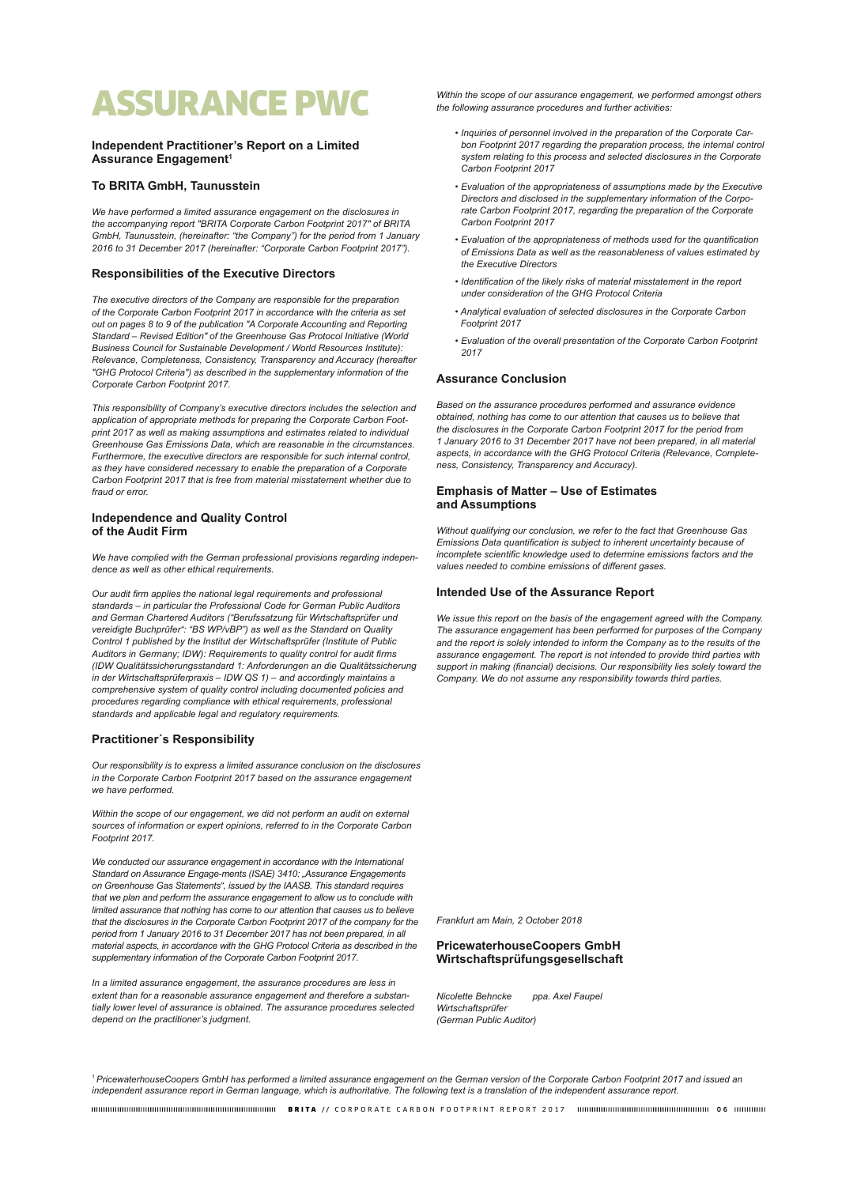# ASSURANCE PWC

## Independent Practitioner's Report on a Limited Assurance Engagement[1]

## To BRITA GmbH, Taunusstein

*We have performed a limited assurance engagement on the disclosures in the accompanying report "BRITA Corporate Carbon Footprint 2017" of BRITA GmbH, Taunusstein, (hereinafter: "the Company") for the period from 1 January 2016 to 31 December 2017 (hereinafter: "Corporate Carbon Footprint 2017").*

## Responsibilities of the Executive Directors

*The executive directors of the Company are responsible for the preparation of the Corporate Carbon Footprint 2017 in accordance with the criteria as set out on pages 8 to 9 of the publication "A Corporate Accounting and Reporting Standard – Revised Edition" of the Greenhouse Gas Protocol Initiative (World Business Council for Sustainable Development / World Resources Institute): Relevance, Completeness, Consistency, Transparency and Accuracy (hereafter "GHG Protocol Criteria") as described in the supplementary information of the Corporate Carbon Footprint 2017.*

*This responsibility of Company's executive directors includes the selection and application of appropriate methods for preparing the Corporate Carbon Footprint 2017 as well as making assumptions and estimates related to individual Greenhouse Gas Emissions Data, which are reasonable in the circumstances. Furthermore, the executive directors are responsible for such internal control, as they have considered necessary to enable the preparation of a Corporate Carbon Footprint 2017 that is free from material misstatement whether due to fraud or error.*

## Independence and Quality Control of the Audit Firm

*We have complied with the German professional provisions regarding independence as well as other ethical requirements.*

*Our audit firm applies the national legal requirements and professional standards – in particular the Professional Code for German Public Auditors and German Chartered Auditors ("Berufssatzung für Wirtschaftsprüfer und vereidigte Buchprüfer": "BS WP/vBP") as well as the Standard on Quality Control 1 published by the Institut der Wirtschaftsprüfer (Institute of Public Auditors in Germany; IDW): Requirements to quality control for audit firms (IDW Qualitätssicherungsstandard 1: Anforderungen an die Qualitätssicherung in der Wirtschaftsprüferpraxis – IDW QS 1) – and accordingly maintains a comprehensive system of quality control including documented policies and procedures regarding compliance with ethical requirements, professional standards and applicable legal and regulatory requirements.*

## Practitioner´s Responsibility

*Our responsibility is to express a limited assurance conclusion on the disclosures in the Corporate Carbon Footprint 2017 based on the assurance engagement we have performed.*

*Within the scope of our engagement, we did not perform an audit on external sources of information or expert opinions, referred to in the Corporate Carbon Footprint 2017.*

*We conducted our assurance engagement in accordance with the International Standard on Assurance Engage-ments (ISAE) 3410: „Assurance Engagements on Greenhouse Gas Statements", issued by the IAASB. This standard requires that we plan and perform the assurance engagement to allow us to conclude with limited assurance that nothing has come to our attention that causes us to believe that the disclosures in the Corporate Carbon Footprint 2017 of the company for the period from 1 January 2016 to 31 December 2017 has not been prepared, in all material aspects, in accordance with the GHG Protocol Criteria as described in the supplementary information of the Corporate Carbon Footprint 2017.*

*In a limited assurance engagement, the assurance procedures are less in extent than for a reasonable assurance engagement and therefore a substantially lower level of assurance is obtained. The assurance procedures selected depend on the practitioner's judgment.*

*Within the scope of our assurance engagement, we performed amongst others the following assurance procedures and further activities:*

- *Inquiries of personnel involved in the preparation of the Corporate Carbon Footprint 2017 regarding the preparation process, the internal control system relating to this process and selected disclosures in the Corporate Carbon Footprint 2017*
- *Evaluation of the appropriateness of assumptions made by the Executive Directors and disclosed in the supplementary information of the Corporate Carbon Footprint 2017, regarding the preparation of the Corporate Carbon Footprint 2017*
- *Evaluation of the appropriateness of methods used for the quantification of Emissions Data as well as the reasonableness of values estimated by the Executive Directors*
- *Identification of the likely risks of material misstatement in the report under consideration of the GHG Protocol Criteria*
- *Analytical evaluation of selected disclosures in the Corporate Carbon Footprint 2017*
- *Evaluation of the overall presentation of the Corporate Carbon Footprint 2017*

## Assurance Conclusion

*Based on the assurance procedures performed and assurance evidence obtained, nothing has come to our attention that causes us to believe that the disclosures in the Corporate Carbon Footprint 2017 for the period from 1 January 2016 to 31 December 2017 have not been prepared, in all material aspects, in accordance with the GHG Protocol Criteria (Relevance, Completeness, Consistency, Transparency and Accuracy).*

## Emphasis of Matter – Use of Estimates and Assumptions

*Without qualifying our conclusion, we refer to the fact that Greenhouse Gas Emissions Data quantification is subject to inherent uncertainty because of incomplete scientific knowledge used to determine emissions factors and the values needed to combine emissions of different gases.*

## Intended Use of the Assurance Report

*We issue this report on the basis of the engagement agreed with the Company. The assurance engagement has been performed for purposes of the Company and the report is solely intended to inform the Company as to the results of the assurance engagement. The report is not intended to provide third parties with support in making (financial) decisions. Our responsibility lies solely toward the Company. We do not assume any responsibility towards third parties.*

*Frankfurt am Main, 2 October 2018*

**PricewaterhouseCoopers GmbH Wirtschaftsprüfungsgesellschaft**

*Nicolette Behncke* *ppa. Axel Faupel*
*Wirtschaftsprüfer*
*(German Public Auditor)*

[1] *PricewaterhouseCoopers GmbH has performed a limited assurance engagement on the German version of the Corporate Carbon Footprint 2017 and issued an independent assurance report in German language, which is authoritative. The following text is a translation of the independent assurance report.*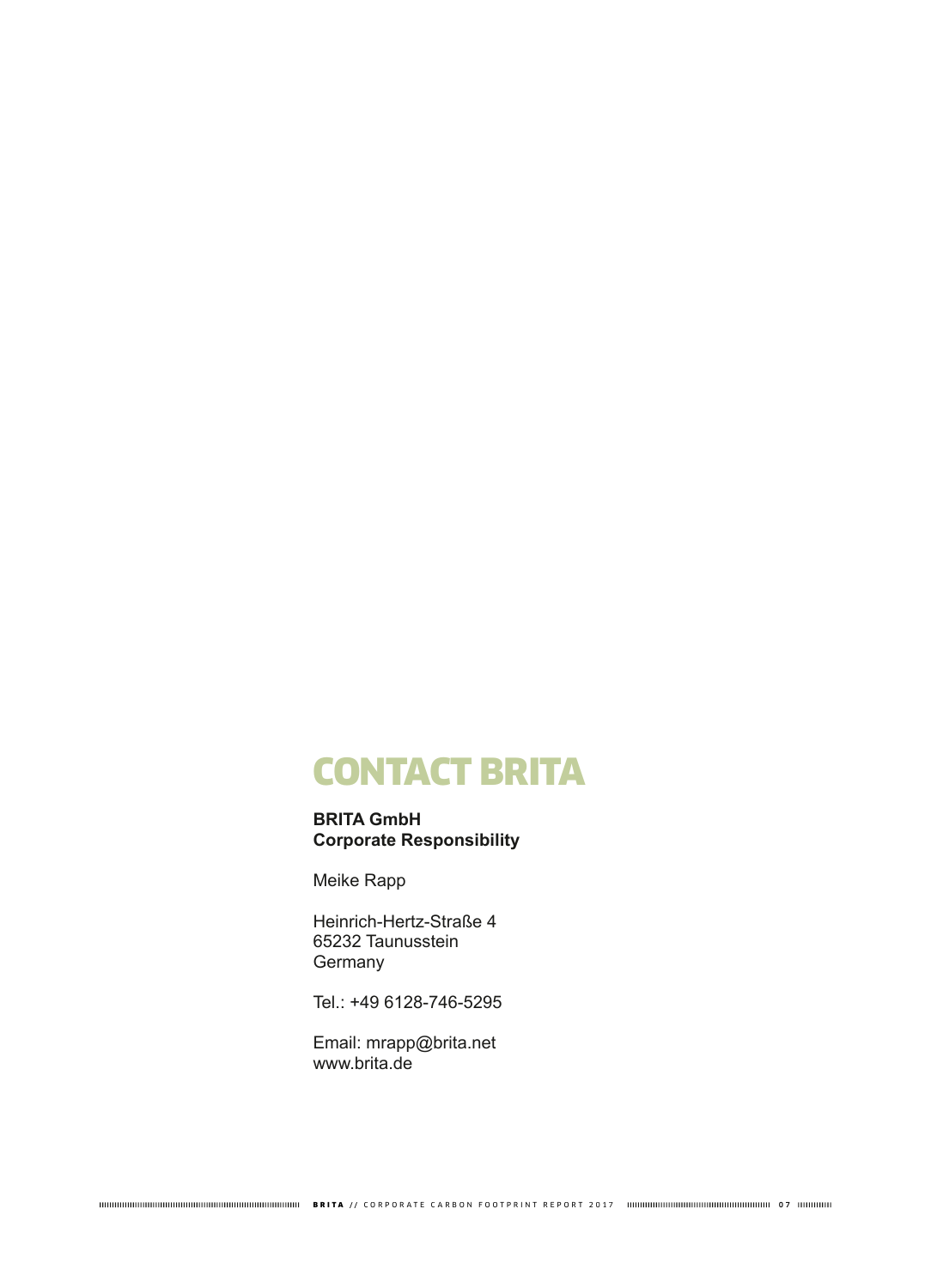# CONTACT BRITA

**BRITA GmbH**
**Corporate Responsibility**

Meike Rapp

Heinrich-Hertz-Straße 4
65232 Taunusstein
Germany

Tel.: +49 6128-746-5295

Email: mrapp@brita.net
www.brita.de